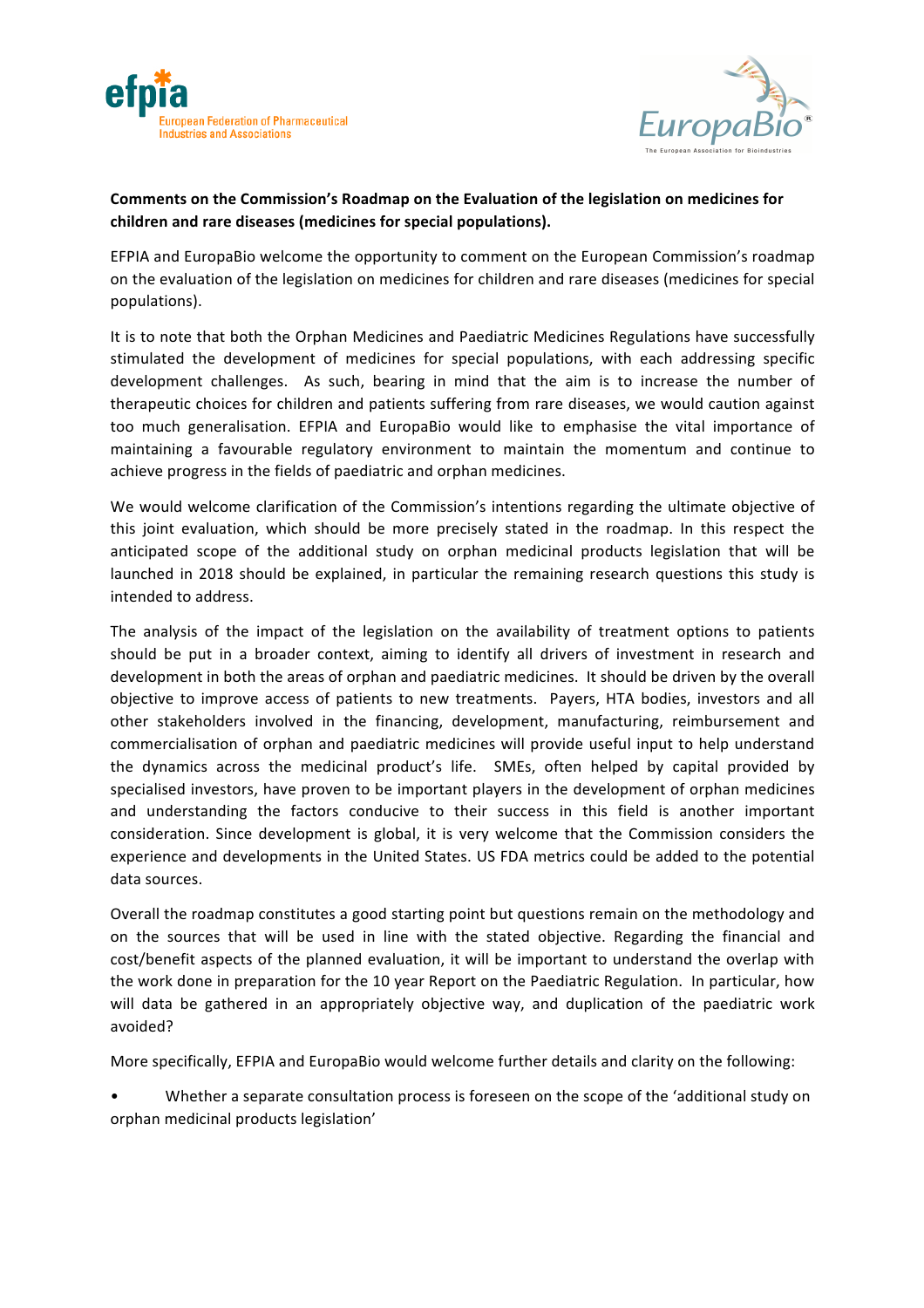**Comments on the Commission's Roadmap on the Evaluation of the legislation on medicines for children and rare diseases (medicines for special populations).**

EFPIA and EuropaBio welcome the opportunity to comment on the European Commission's roadmap on the evaluation of the legislation on medicines for children and rare diseases (medicines for special populations).

It is to note that both the Orphan Medicines and Paediatric Medicines Regulations have successfully stimulated the development of medicines for special populations, with each addressing specific development challenges. As such, bearing in mind that the aim is to increase the number of therapeutic choices for children and patients suffering from rare diseases, we would caution against too much generalisation. EFPIA and EuropaBio would like to emphasise the vital importance of maintaining a favourable regulatory environment to maintain the momentum and continue to achieve progress in the fields of paediatric and orphan medicines.

We would welcome clarification of the Commission's intentions regarding the ultimate objective of this joint evaluation, which should be more precisely stated in the roadmap. In this respect the anticipated scope of the additional study on orphan medicinal products legislation that will be launched in 2018 should be explained, in particular the remaining research questions this study is intended to address.

The analysis of the impact of the legislation on the availability of treatment options to patients should be put in a broader context, aiming to identify all drivers of investment in research and development in both the areas of orphan and paediatric medicines. It should be driven by the overall objective to improve access of patients to new treatments. Payers, HTA bodies, investors and all other stakeholders involved in the financing, development, manufacturing, reimbursement and commercialisation of orphan and paediatric medicines will provide useful input to help understand the dynamics across the medicinal product's life. SMEs, often helped by capital provided by specialised investors, have proven to be important players in the development of orphan medicines and understanding the factors conducive to their success in this field is another important consideration. Since development is global, it is very welcome that the Commission considers the experience and developments in the United States. US FDA metrics could be added to the potential data sources.

Overall the roadmap constitutes a good starting point but questions remain on the methodology and on the sources that will be used in line with the stated objective. Regarding the financial and cost/benefit aspects of the planned evaluation, it will be important to understand the overlap with the work done in preparation for the 10 year Report on the Paediatric Regulation. In particular, how will data be gathered in an appropriately objective way, and duplication of the paediatric work avoided?

More specifically, EFPIA and EuropaBio would welcome further details and clarity on the following:

- Whether a separate consultation process is foreseen on the scope of the 'additional study on orphan medicinal products legislation'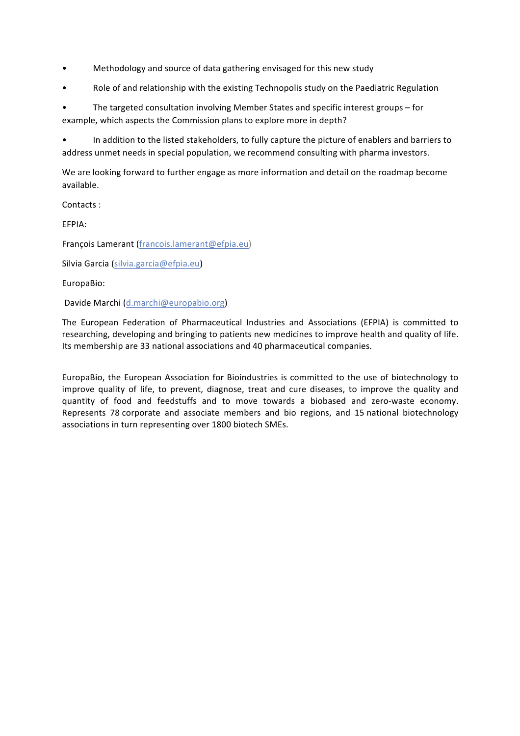- Methodology and source of data gathering envisaged for this new study
- Role of and relationship with the existing Technopolis study on the Paediatric Regulation
- The targeted consultation involving Member States and specific interest groups – for example, which aspects the Commission plans to explore more in depth?
- In addition to the listed stakeholders, to fully capture the picture of enablers and barriers to address unmet needs in special population, we recommend consulting with pharma investors.

We are looking forward to further engage as more information and detail on the roadmap become available.

Contacts :

EFPIA:

François Lamerant (francois.lamerant@efpia.eu)

Silvia Garcia (silvia.garcia@efpia.eu)

EuropaBio:

Davide Marchi (d.marchi@europabio.org)

The European Federation of Pharmaceutical Industries and Associations (EFPIA) is committed to researching, developing and bringing to patients new medicines to improve health and quality of life. Its membership are 33 national associations and 40 pharmaceutical companies.

EuropaBio, the European Association for Bioindustries is committed to the use of biotechnology to improve quality of life, to prevent, diagnose, treat and cure diseases, to improve the quality and quantity of food and feedstuffs and to move towards a biobased and zero-waste economy. Represents 78 corporate and associate members and bio regions, and 15 national biotechnology associations in turn representing over 1800 biotech SMEs.